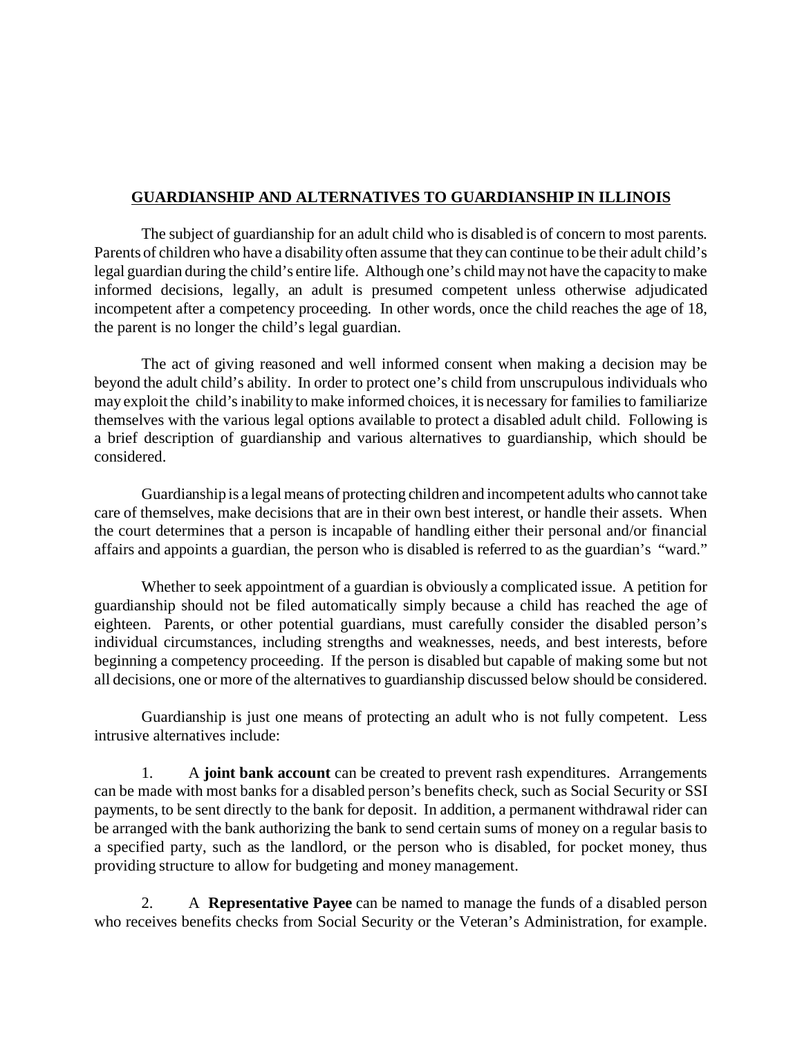# GUARDIANSHIP AND ALTERNATIVES TO GUARDIANSHIP IN ILLINOIS

The subject of guardianship for an adult child who is disabled is of concern to most parents. Parents of children who have a disability often assume that they can continue to be their adult child's legal guardian during the child's entire life. Although one's child may not have the capacity to make informed decisions, legally, an adult is presumed competent unless otherwise adjudicated incompetent after a competency proceeding. In other words, once the child reaches the age of 18, the parent is no longer the child's legal guardian.

The act of giving reasoned and well informed consent when making a decision may be beyond the adult child's ability. In order to protect one's child from unscrupulous individuals who may exploit the child's inability to make informed choices, it is necessary for families to familiarize themselves with the various legal options available to protect a disabled adult child. Following is a brief description of guardianship and various alternatives to guardianship, which should be considered.

Guardianship is a legal means of protecting children and incompetent adults who cannot take care of themselves, make decisions that are in their own best interest, or handle their assets. When the court determines that a person is incapable of handling either their personal and/or financial affairs and appoints a guardian, the person who is disabled is referred to as the guardian's "ward."

Whether to seek appointment of a guardian is obviously a complicated issue. A petition for guardianship should not be filed automatically simply because a child has reached the age of eighteen. Parents, or other potential guardians, must carefully consider the disabled person's individual circumstances, including strengths and weaknesses, needs, and best interests, before beginning a competency proceeding. If the person is disabled but capable of making some but not all decisions, one or more of the alternatives to guardianship discussed below should be considered.

Guardianship is just one means of protecting an adult who is not fully competent. Less intrusive alternatives include:

1. A **joint bank account** can be created to prevent rash expenditures. Arrangements can be made with most banks for a disabled person's benefits check, such as Social Security or SSI payments, to be sent directly to the bank for deposit. In addition, a permanent withdrawal rider can be arranged with the bank authorizing the bank to send certain sums of money on a regular basis to a specified party, such as the landlord, or the person who is disabled, for pocket money, thus providing structure to allow for budgeting and money management.

2. A **Representative Payee** can be named to manage the funds of a disabled person who receives benefits checks from Social Security or the Veteran's Administration, for example.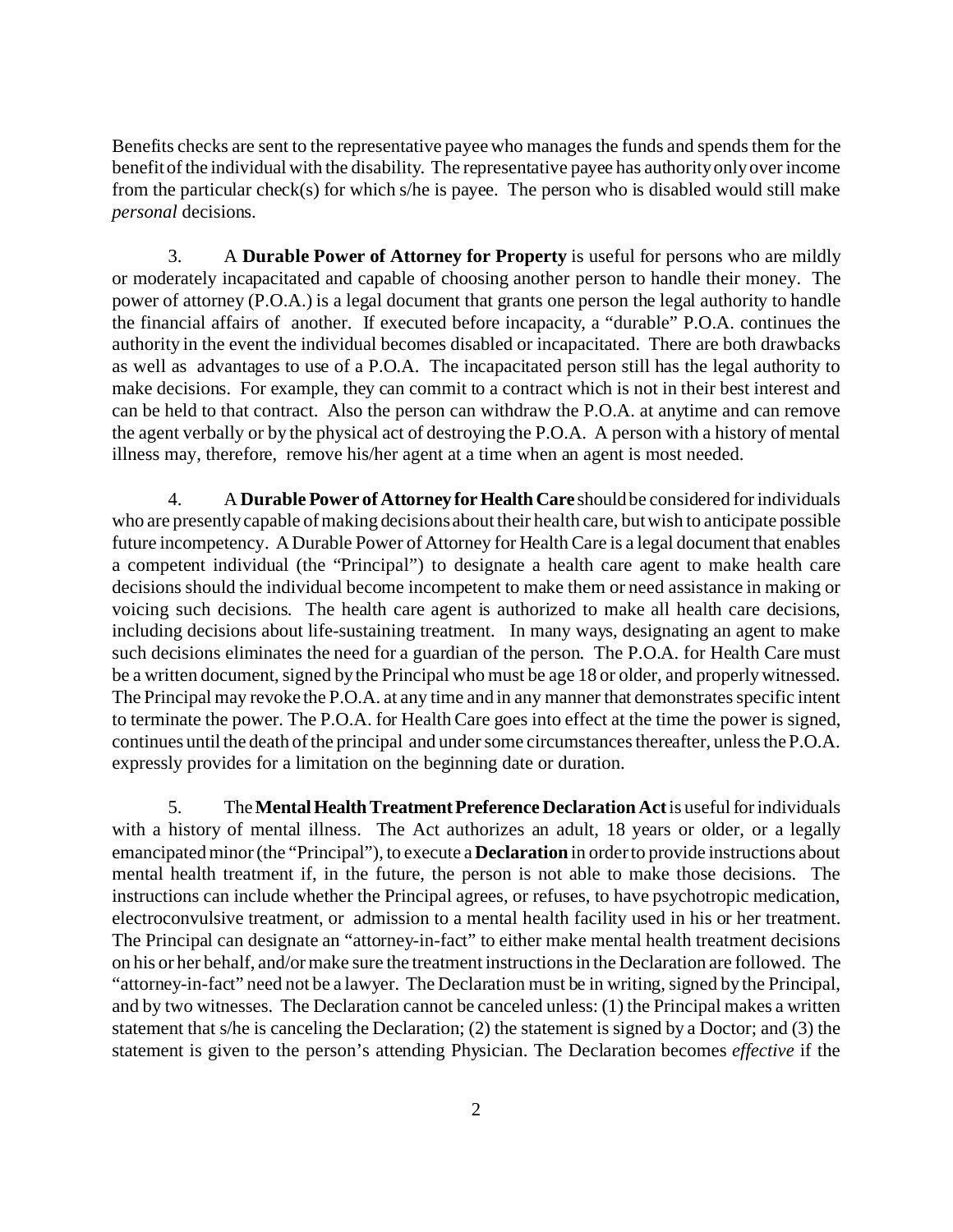Benefits checks are sent to the representative payee who manages the funds and spends them for the benefit of the individual with the disability. The representative payee has authority only over income from the particular check(s) for which s/he is payee. The person who is disabled would still make *personal* decisions.

3. A **Durable Power of Attorney for Property** is useful for persons who are mildly or moderately incapacitated and capable of choosing another person to handle their money. The power of attorney (P.O.A.) is a legal document that grants one person the legal authority to handle the financial affairs of another. If executed before incapacity, a "durable" P.O.A. continues the authority in the event the individual becomes disabled or incapacitated. There are both drawbacks as well as advantages to use of a P.O.A. The incapacitated person still has the legal authority to make decisions. For example, they can commit to a contract which is not in their best interest and can be held to that contract. Also the person can withdraw the P.O.A. at anytime and can remove the agent verbally or by the physical act of destroying the P.O.A. A person with a history of mental illness may, therefore, remove his/her agent at a time when an agent is most needed.

4. A **Durable Power of Attorney for Health Care** should be considered for individuals who are presently capable of making decisions about their health care, but wish to anticipate possible future incompetency. A Durable Power of Attorney for Health Care is a legal document that enables a competent individual (the "Principal") to designate a health care agent to make health care decisions should the individual become incompetent to make them or need assistance in making or voicing such decisions. The health care agent is authorized to make all health care decisions, including decisions about life-sustaining treatment. In many ways, designating an agent to make such decisions eliminates the need for a guardian of the person. The P.O.A. for Health Care must be a written document, signed by the Principal who must be age 18 or older, and properly witnessed. The Principal may revoke the P.O.A. at any time and in any manner that demonstrates specific intent to terminate the power. The P.O.A. for Health Care goes into effect at the time the power is signed, continues until the death of the principal and under some circumstances thereafter, unless the P.O.A. expressly provides for a limitation on the beginning date or duration.

5. The **Mental Health Treatment Preference Declaration Act** is useful for individuals with a history of mental illness. The Act authorizes an adult, 18 years or older, or a legally emancipated minor (the "Principal"), to execute a **Declaration** in order to provide instructions about mental health treatment if, in the future, the person is not able to make those decisions. The instructions can include whether the Principal agrees, or refuses, to have psychotropic medication, electroconvulsive treatment, or admission to a mental health facility used in his or her treatment. The Principal can designate an "attorney-in-fact" to either make mental health treatment decisions on his or her behalf, and/or make sure the treatment instructions in the Declaration are followed. The "attorney-in-fact" need not be a lawyer. The Declaration must be in writing, signed by the Principal, and by two witnesses. The Declaration cannot be canceled unless: (1) the Principal makes a written statement that s/he is canceling the Declaration; (2) the statement is signed by a Doctor; and (3) the statement is given to the person's attending Physician. The Declaration becomes *effective* if the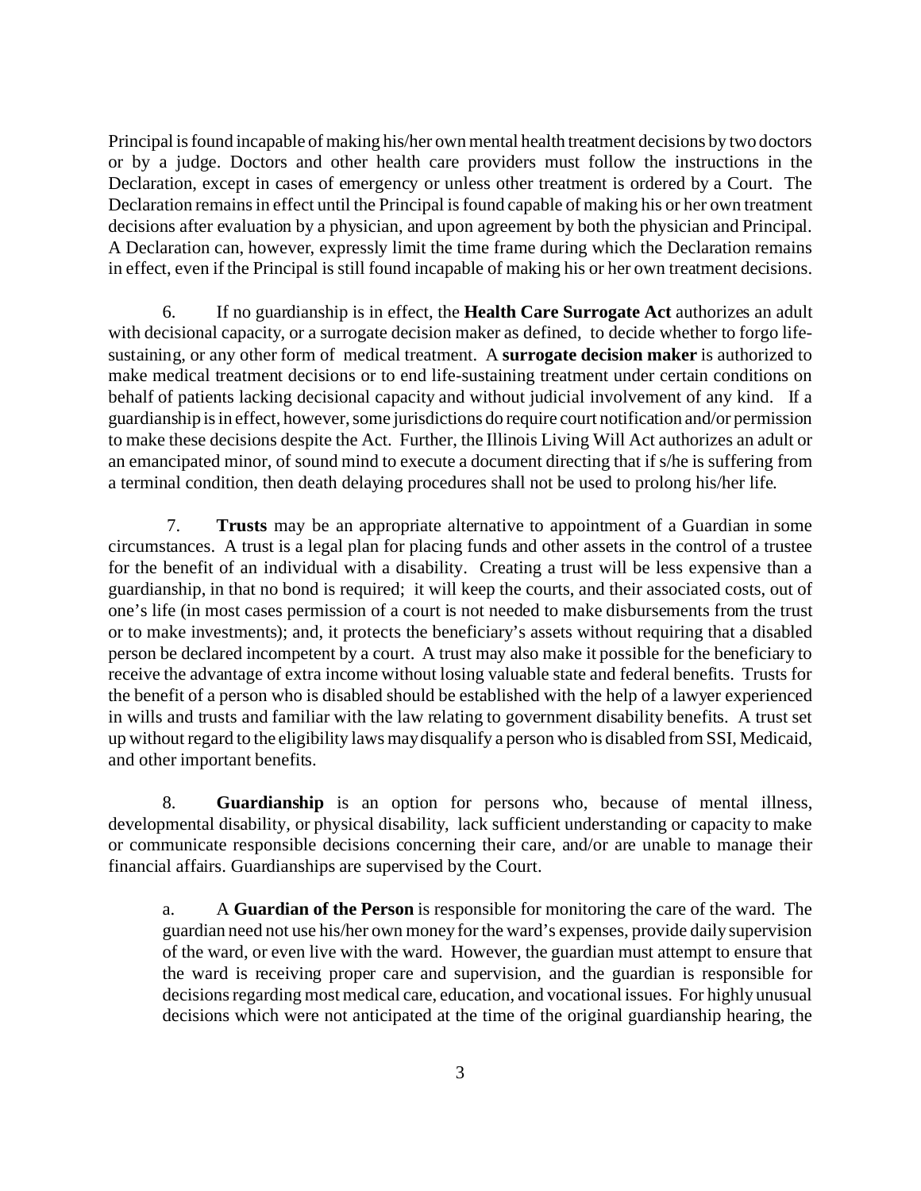Principal is found incapable of making his/her own mental health treatment decisions by two doctors or by a judge. Doctors and other health care providers must follow the instructions in the Declaration, except in cases of emergency or unless other treatment is ordered by a Court. The Declaration remains in effect until the Principal is found capable of making his or her own treatment decisions after evaluation by a physician, and upon agreement by both the physician and Principal. A Declaration can, however, expressly limit the time frame during which the Declaration remains in effect, even if the Principal is still found incapable of making his or her own treatment decisions.

6. If no guardianship is in effect, the **Health Care Surrogate Act** authorizes an adult with decisional capacity, or a surrogate decision maker as defined, to decide whether to forgo life-sustaining, or any other form of medical treatment. A **surrogate decision maker** is authorized to make medical treatment decisions or to end life-sustaining treatment under certain conditions on behalf of patients lacking decisional capacity and without judicial involvement of any kind. If a guardianship is in effect, however, some jurisdictions do require court notification and/or permission to make these decisions despite the Act. Further, the Illinois Living Will Act authorizes an adult or an emancipated minor, of sound mind to execute a document directing that if s/he is suffering from a terminal condition, then death delaying procedures shall not be used to prolong his/her life.

7. **Trusts** may be an appropriate alternative to appointment of a Guardian in some circumstances. A trust is a legal plan for placing funds and other assets in the control of a trustee for the benefit of an individual with a disability. Creating a trust will be less expensive than a guardianship, in that no bond is required; it will keep the courts, and their associated costs, out of one's life (in most cases permission of a court is not needed to make disbursements from the trust or to make investments); and, it protects the beneficiary's assets without requiring that a disabled person be declared incompetent by a court. A trust may also make it possible for the beneficiary to receive the advantage of extra income without losing valuable state and federal benefits. Trusts for the benefit of a person who is disabled should be established with the help of a lawyer experienced in wills and trusts and familiar with the law relating to government disability benefits. A trust set up without regard to the eligibility laws may disqualify a person who is disabled from SSI, Medicaid, and other important benefits.

8. **Guardianship** is an option for persons who, because of mental illness, developmental disability, or physical disability, lack sufficient understanding or capacity to make or communicate responsible decisions concerning their care, and/or are unable to manage their financial affairs. Guardianships are supervised by the Court.

a. A **Guardian of the Person** is responsible for monitoring the care of the ward. The guardian need not use his/her own money for the ward's expenses, provide daily supervision of the ward, or even live with the ward. However, the guardian must attempt to ensure that the ward is receiving proper care and supervision, and the guardian is responsible for decisions regarding most medical care, education, and vocational issues. For highly unusual decisions which were not anticipated at the time of the original guardianship hearing, the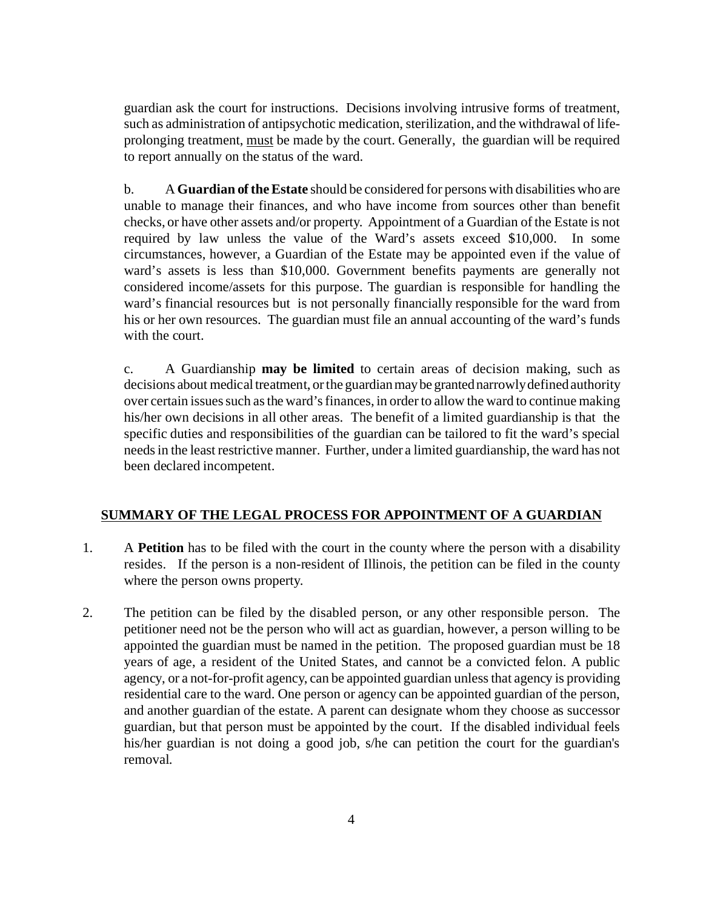guardian ask the court for instructions. Decisions involving intrusive forms of treatment, such as administration of antipsychotic medication, sterilization, and the withdrawal of life-prolonging treatment, <u>must</u> be made by the court. Generally, the guardian will be required to report annually on the status of the ward.

b. A **Guardian of the Estate** should be considered for persons with disabilities who are unable to manage their finances, and who have income from sources other than benefit checks, or have other assets and/or property. Appointment of a Guardian of the Estate is not required by law unless the value of the Ward's assets exceed $10,000. In some circumstances, however, a Guardian of the Estate may be appointed even if the value of ward's assets is less than $10,000. Government benefits payments are generally not considered income/assets for this purpose. The guardian is responsible for handling the ward's financial resources but is not personally financially responsible for the ward from his or her own resources. The guardian must file an annual accounting of the ward's funds with the court.

c. A Guardianship **may be limited** to certain areas of decision making, such as decisions about medical treatment, or the guardian may be granted narrowly defined authority over certain issues such as the ward's finances, in order to allow the ward to continue making his/her own decisions in all other areas. The benefit of a limited guardianship is that the specific duties and responsibilities of the guardian can be tailored to fit the ward's special needs in the least restrictive manner. Further, under a limited guardianship, the ward has not been declared incompetent.

## <u>SUMMARY OF THE LEGAL PROCESS FOR APPOINTMENT OF A GUARDIAN</u>

1. A **Petition** has to be filed with the court in the county where the person with a disability resides. If the person is a non-resident of Illinois, the petition can be filed in the county where the person owns property.

2. The petition can be filed by the disabled person, or any other responsible person. The petitioner need not be the person who will act as guardian, however, a person willing to be appointed the guardian must be named in the petition. The proposed guardian must be 18 years of age, a resident of the United States, and cannot be a convicted felon. A public agency, or a not-for-profit agency, can be appointed guardian unless that agency is providing residential care to the ward. One person or agency can be appointed guardian of the person, and another guardian of the estate. A parent can designate whom they choose as successor guardian, but that person must be appointed by the court. If the disabled individual feels his/her guardian is not doing a good job, s/he can petition the court for the guardian's removal.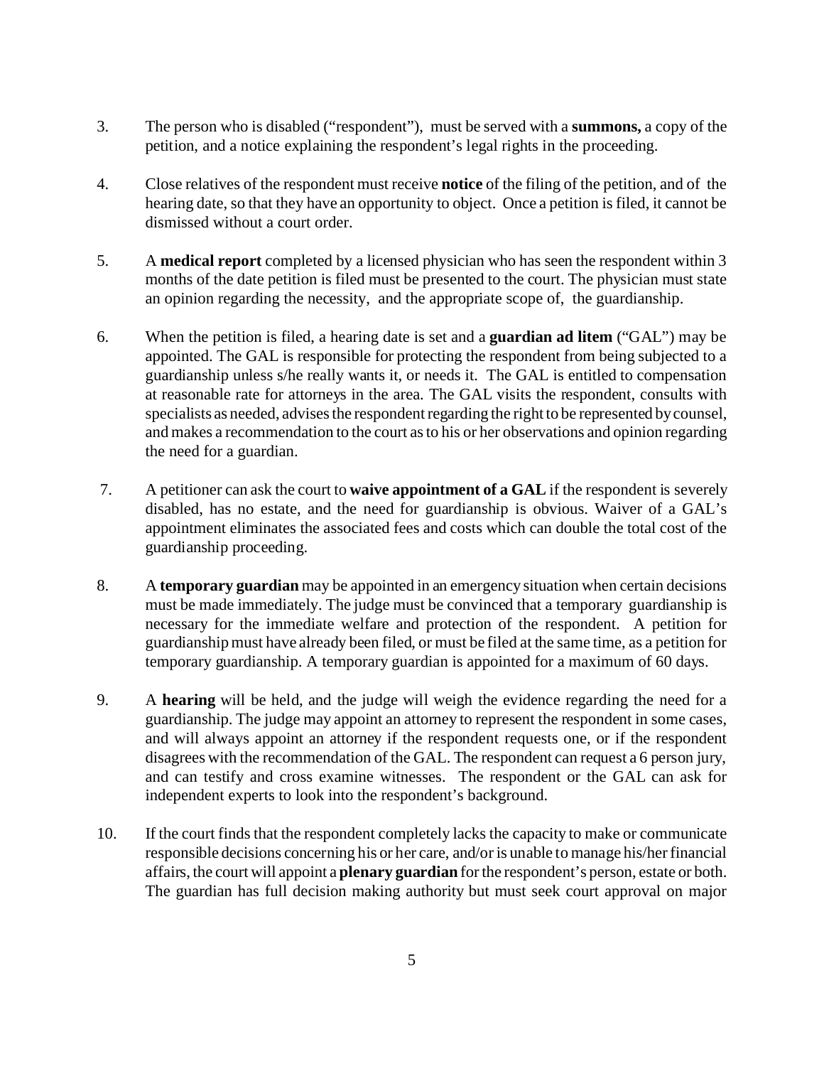3. The person who is disabled ("respondent"), must be served with a **summons,** a copy of the petition, and a notice explaining the respondent's legal rights in the proceeding.

4. Close relatives of the respondent must receive **notice** of the filing of the petition, and of the hearing date, so that they have an opportunity to object. Once a petition is filed, it cannot be dismissed without a court order.

5. A **medical report** completed by a licensed physician who has seen the respondent within 3 months of the date petition is filed must be presented to the court. The physician must state an opinion regarding the necessity, and the appropriate scope of, the guardianship.

6. When the petition is filed, a hearing date is set and a **guardian ad litem** ("GAL") may be appointed. The GAL is responsible for protecting the respondent from being subjected to a guardianship unless s/he really wants it, or needs it. The GAL is entitled to compensation at reasonable rate for attorneys in the area. The GAL visits the respondent, consults with specialists as needed, advises the respondent regarding the right to be represented by counsel, and makes a recommendation to the court as to his or her observations and opinion regarding the need for a guardian.

7. A petitioner can ask the court to **waive appointment of a GAL** if the respondent is severely disabled, has no estate, and the need for guardianship is obvious. Waiver of a GAL's appointment eliminates the associated fees and costs which can double the total cost of the guardianship proceeding.

8. A **temporary guardian** may be appointed in an emergency situation when certain decisions must be made immediately. The judge must be convinced that a temporary guardianship is necessary for the immediate welfare and protection of the respondent. A petition for guardianship must have already been filed, or must be filed at the same time, as a petition for temporary guardianship. A temporary guardian is appointed for a maximum of 60 days.

9. A **hearing** will be held, and the judge will weigh the evidence regarding the need for a guardianship. The judge may appoint an attorney to represent the respondent in some cases, and will always appoint an attorney if the respondent requests one, or if the respondent disagrees with the recommendation of the GAL. The respondent can request a 6 person jury, and can testify and cross examine witnesses. The respondent or the GAL can ask for independent experts to look into the respondent's background.

10. If the court finds that the respondent completely lacks the capacity to make or communicate responsible decisions concerning his or her care, and/or is unable to manage his/her financial affairs, the court will appoint a **plenary guardian** for the respondent's person, estate or both. The guardian has full decision making authority but must seek court approval on major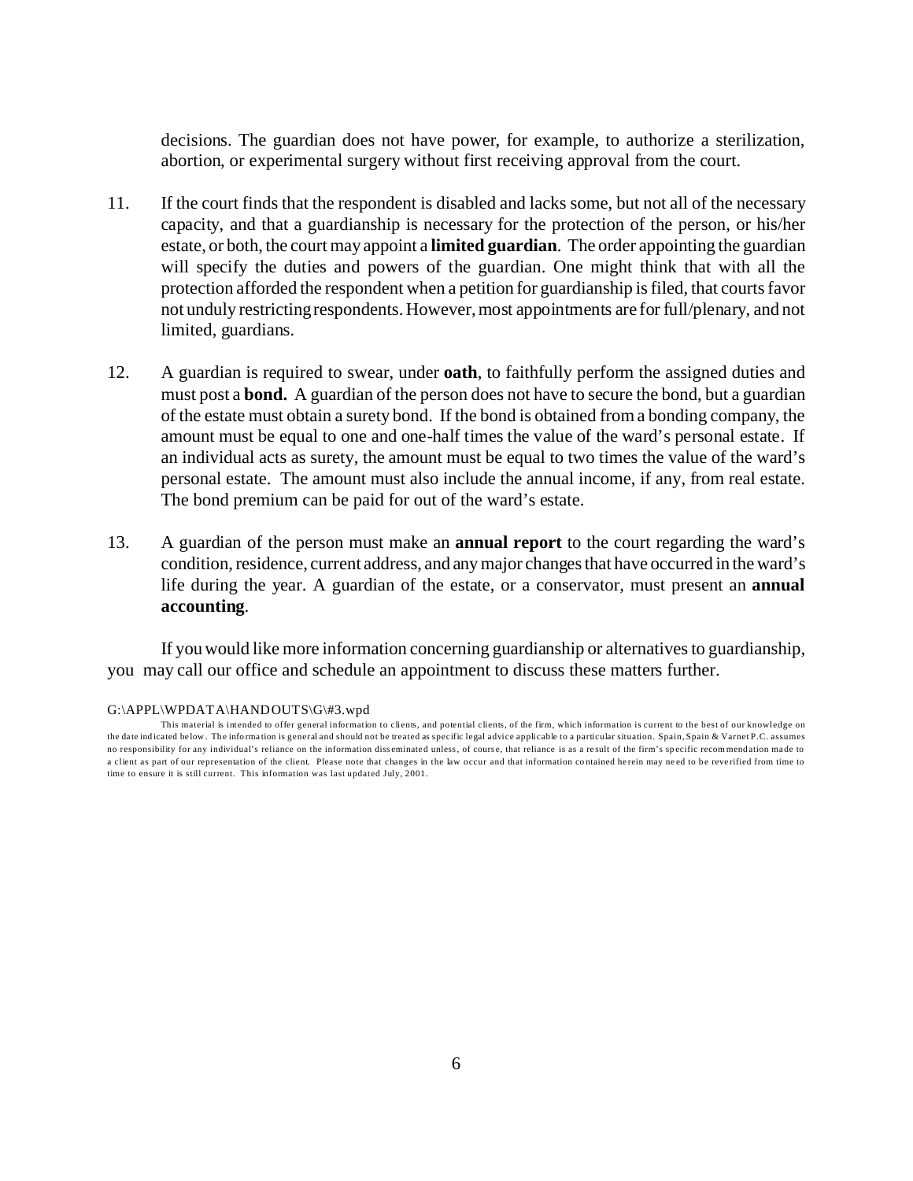decisions. The guardian does not have power, for example, to authorize a sterilization, abortion, or experimental surgery without first receiving approval from the court.

11. If the court finds that the respondent is disabled and lacks some, but not all of the necessary capacity, and that a guardianship is necessary for the protection of the person, or his/her estate, or both, the court may appoint a **limited guardian**. The order appointing the guardian will specify the duties and powers of the guardian. One might think that with all the protection afforded the respondent when a petition for guardianship is filed, that courts favor not unduly restricting respondents. However, most appointments are for full/plenary, and not limited, guardians.

12. A guardian is required to swear, under **oath**, to faithfully perform the assigned duties and must post a **bond.** A guardian of the person does not have to secure the bond, but a guardian of the estate must obtain a surety bond. If the bond is obtained from a bonding company, the amount must be equal to one and one-half times the value of the ward's personal estate. If an individual acts as surety, the amount must be equal to two times the value of the ward's personal estate. The amount must also include the annual income, if any, from real estate. The bond premium can be paid for out of the ward's estate.

13. A guardian of the person must make an **annual report** to the court regarding the ward's condition, residence, current address, and any major changes that have occurred in the ward's life during the year. A guardian of the estate, or a conservator, must present an **annual accounting**.

If you would like more information concerning guardianship or alternatives to guardianship, you may call our office and schedule an appointment to discuss these matters further.

G:\APPL\WPDATA\HANDOUTS\G\#3.wpd

This material is intended to offer general information to clients, and potential clients, of the firm, which information is current to the best of our knowledge on the date indicated below. The information is general and should not be treated as specific legal advice applicable to a particular situation. Spain, Spain & Varnet P.C. assumes no responsibility for any individual's reliance on the information disseminated unless, of course, that reliance is as a result of the firm's specific recommendation made to a client as part of our representation of the client. Please note that changes in the law occur and that information contained herein may need to be reverified from time to time to ensure it is still current. This information was last updated July, 2001.